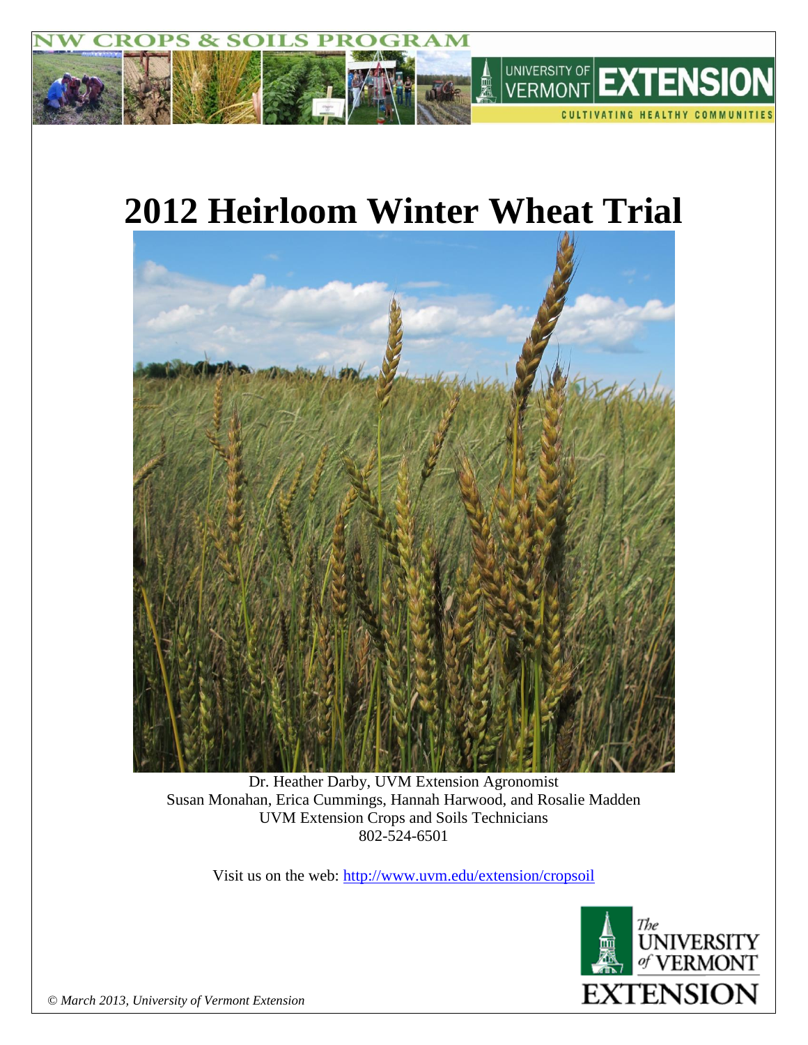NW CROPS & SOILS PROGRAM

UNIVERSITY OF VERMONT EXTENSION

CULTIVATING HEALTHY COMMUNITIES

# 2012 Heirloom Winter Wheat Trial

Dr. Heather Darby, UVM Extension Agronomist

Susan Monahan, Erica Cummings, Hannah Harwood, and Rosalie Madden

UVM Extension Crops and Soils Technicians

802-524-6501

Visit us on the web: http://www.uvm.edu/extension/cropsoil

*© March 2013, University of Vermont Extension*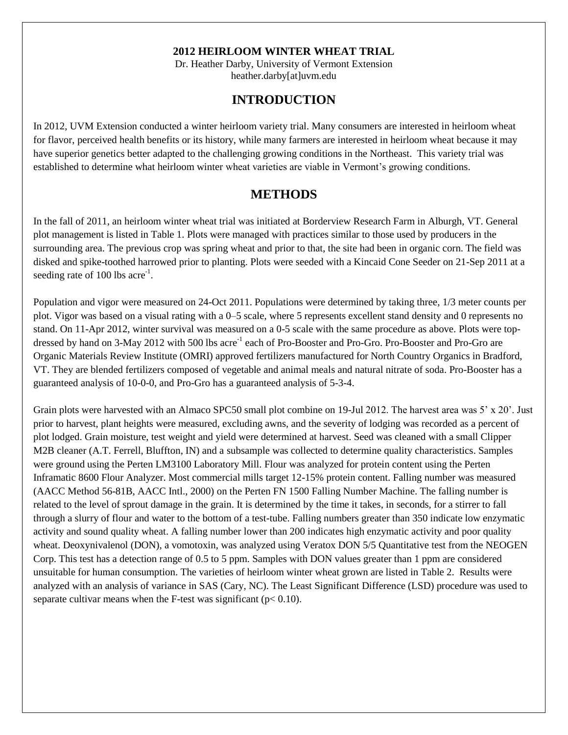**2012 HEIRLOOM WINTER WHEAT TRIAL**

Dr. Heather Darby, University of Vermont Extension
heather.darby[at]uvm.edu

## INTRODUCTION

In 2012, UVM Extension conducted a winter heirloom variety trial. Many consumers are interested in heirloom wheat for flavor, perceived health benefits or its history, while many farmers are interested in heirloom wheat because it may have superior genetics better adapted to the challenging growing conditions in the Northeast. This variety trial was established to determine what heirloom winter wheat varieties are viable in Vermont's growing conditions.

## METHODS

In the fall of 2011, an heirloom winter wheat trial was initiated at Borderview Research Farm in Alburgh, VT. General plot management is listed in Table 1. Plots were managed with practices similar to those used by producers in the surrounding area. The previous crop was spring wheat and prior to that, the site had been in organic corn. The field was disked and spike-toothed harrowed prior to planting. Plots were seeded with a Kincaid Cone Seeder on 21-Sep 2011 at a seeding rate of 100 lbs acre$^{-1}$.

Population and vigor were measured on 24-Oct 2011. Populations were determined by taking three, 1/3 meter counts per plot. Vigor was based on a visual rating with a 0–5 scale, where 5 represents excellent stand density and 0 represents no stand. On 11-Apr 2012, winter survival was measured on a 0-5 scale with the same procedure as above. Plots were top-dressed by hand on 3-May 2012 with 500 lbs acre$^{-1}$ each of Pro-Booster and Pro-Gro. Pro-Booster and Pro-Gro are Organic Materials Review Institute (OMRI) approved fertilizers manufactured for North Country Organics in Bradford, VT. They are blended fertilizers composed of vegetable and animal meals and natural nitrate of soda. Pro-Booster has a guaranteed analysis of 10-0-0, and Pro-Gro has a guaranteed analysis of 5-3-4.

Grain plots were harvested with an Almaco SPC50 small plot combine on 19-Jul 2012. The harvest area was 5' x 20'. Just prior to harvest, plant heights were measured, excluding awns, and the severity of lodging was recorded as a percent of plot lodged. Grain moisture, test weight and yield were determined at harvest. Seed was cleaned with a small Clipper M2B cleaner (A.T. Ferrell, Bluffton, IN) and a subsample was collected to determine quality characteristics. Samples were ground using the Perten LM3100 Laboratory Mill. Flour was analyzed for protein content using the Perten Inframatic 8600 Flour Analyzer. Most commercial mills target 12-15% protein content. Falling number was measured (AACC Method 56-81B, AACC Intl., 2000) on the Perten FN 1500 Falling Number Machine. The falling number is related to the level of sprout damage in the grain. It is determined by the time it takes, in seconds, for a stirrer to fall through a slurry of flour and water to the bottom of a test-tube. Falling numbers greater than 350 indicate low enzymatic activity and sound quality wheat. A falling number lower than 200 indicates high enzymatic activity and poor quality wheat. Deoxynivalenol (DON), a vomotoxin, was analyzed using Veratox DON 5/5 Quantitative test from the NEOGEN Corp. This test has a detection range of 0.5 to 5 ppm. Samples with DON values greater than 1 ppm are considered unsuitable for human consumption. The varieties of heirloom winter wheat grown are listed in Table 2. Results were analyzed with an analysis of variance in SAS (Cary, NC). The Least Significant Difference (LSD) procedure was used to separate cultivar means when the F-test was significant ($p < 0.10$).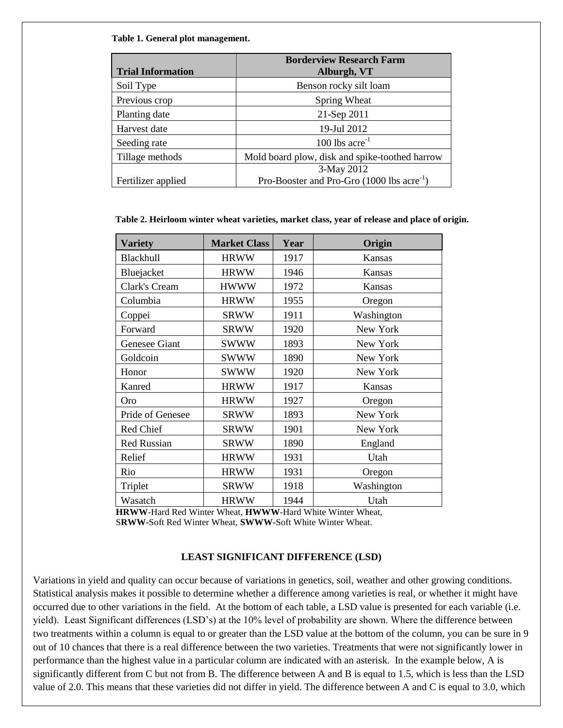**Table 1. General plot management.**

| Trial Information | Borderview Research Farm Alburgh, VT |
|---|---|
| Soil Type | Benson rocky silt loam |
| Previous crop | Spring Wheat |
| Planting date | 21-Sep 2011 |
| Harvest date | 19-Jul 2012 |
| Seeding rate | 100 lbs acre$^{-1}$ |
| Tillage methods | Mold board plow, disk and spike-toothed harrow |
| Fertilizer applied | 3-May 2012 Pro-Booster and Pro-Gro (1000 lbs acre$^{-1}$) |

**Table 2. Heirloom winter wheat varieties, market class, year of release and place of origin.**

| Variety | Market Class | Year | Origin |
|---|---|---|---|
| Blackhull | HRWW | 1917 | Kansas |
| Bluejacket | HRWW | 1946 | Kansas |
| Clark's Cream | HWWW | 1972 | Kansas |
| Columbia | HRWW | 1955 | Oregon |
| Coppei | SRWW | 1911 | Washington |
| Forward | SRWW | 1920 | New York |
| Genesee Giant | SWWW | 1893 | New York |
| Goldcoin | SWWW | 1890 | New York |
| Honor | SWWW | 1920 | New York |
| Kanred | HRWW | 1917 | Kansas |
| Oro | HRWW | 1927 | Oregon |
| Pride of Genesee | SRWW | 1893 | New York |
| Red Chief | SRWW | 1901 | New York |
| Red Russian | SRWW | 1890 | England |
| Relief | HRWW | 1931 | Utah |
| Rio | HRWW | 1931 | Oregon |
| Triplet | SRWW | 1918 | Washington |
| Wasatch | HRWW | 1944 | Utah |

**HRWW**-Hard Red Winter Wheat, **HWWW**-Hard White Winter Wheat,
S**RWW**-Soft Red Winter Wheat, **SWWW**-Soft White Winter Wheat.

## LEAST SIGNIFICANT DIFFERENCE (LSD)

Variations in yield and quality can occur because of variations in genetics, soil, weather and other growing conditions. Statistical analysis makes it possible to determine whether a difference among varieties is real, or whether it might have occurred due to other variations in the field. At the bottom of each table, a LSD value is presented for each variable (i.e. yield). Least Significant differences (LSD's) at the 10% level of probability are shown. Where the difference between two treatments within a column is equal to or greater than the LSD value at the bottom of the column, you can be sure in 9 out of 10 chances that there is a real difference between the two varieties. Treatments that were not significantly lower in performance than the highest value in a particular column are indicated with an asterisk. In the example below, A is significantly different from C but not from B. The difference between A and B is equal to 1.5, which is less than the LSD value of 2.0. This means that these varieties did not differ in yield. The difference between A and C is equal to 3.0, which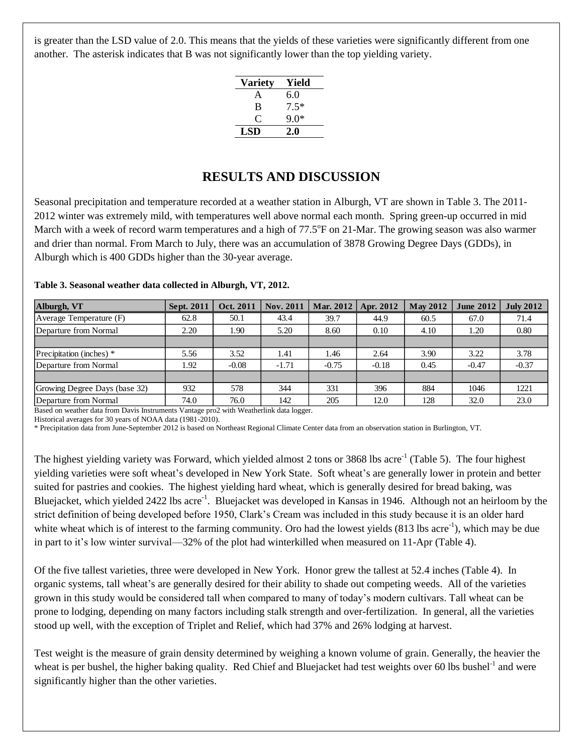is greater than the LSD value of 2.0. This means that the yields of these varieties were significantly different from one another. The asterisk indicates that B was not significantly lower than the top yielding variety.

| Variety | Yield |
|---|---|
| A | 6.0 |
| B | 7.5* |
| C | 9.0* |
| **LSD** | **2.0** |

## RESULTS AND DISCUSSION

Seasonal precipitation and temperature recorded at a weather station in Alburgh, VT are shown in Table 3. The 2011-2012 winter was extremely mild, with temperatures well above normal each month. Spring green-up occurred in mid March with a week of record warm temperatures and a high of 77.5°F on 21-Mar. The growing season was also warmer and drier than normal. From March to July, there was an accumulation of 3878 Growing Degree Days (GDDs), in Alburgh which is 400 GDDs higher than the 30-year average.

**Table 3. Seasonal weather data collected in Alburgh, VT, 2012.**

| Alburgh, VT | Sept. 2011 | Oct. 2011 | Nov. 2011 | Mar. 2012 | Apr. 2012 | May 2012 | June 2012 | July 2012 |
|---|---|---|---|---|---|---|---|---|
| Average Temperature (F) | 62.8 | 50.1 | 43.4 | 39.7 | 44.9 | 60.5 | 67.0 | 71.4 |
| Departure from Normal | 2.20 | 1.90 | 5.20 | 8.60 | 0.10 | 4.10 | 1.20 | 0.80 |
| | | | | | | | | |
| Precipitation (inches) * | 5.56 | 3.52 | 1.41 | 1.46 | 2.64 | 3.90 | 3.22 | 3.78 |
| Departure from Normal | 1.92 | -0.08 | -1.71 | -0.75 | -0.18 | 0.45 | -0.47 | -0.37 |
| | | | | | | | | |
| Growing Degree Days (base 32) | 932 | 578 | 344 | 331 | 396 | 884 | 1046 | 1221 |
| Departure from Normal | 74.0 | 76.0 | 142 | 205 | 12.0 | 128 | 32.0 | 23.0 |

Based on weather data from Davis Instruments Vantage pro2 with Weatherlink data logger.
Historical averages for 30 years of NOAA data (1981-2010).
* Precipitation data from June-September 2012 is based on Northeast Regional Climate Center data from an observation station in Burlington, VT.

The highest yielding variety was Forward, which yielded almost 2 tons or 3868 lbs acre$^{-1}$ (Table 5). The four highest yielding varieties were soft wheat's developed in New York State. Soft wheat's are generally lower in protein and better suited for pastries and cookies. The highest yielding hard wheat, which is generally desired for bread baking, was Bluejacket, which yielded 2422 lbs acre$^{-1}$. Bluejacket was developed in Kansas in 1946. Although not an heirloom by the strict definition of being developed before 1950, Clark's Cream was included in this study because it is an older hard white wheat which is of interest to the farming community. Oro had the lowest yields (813 lbs acre$^{-1}$), which may be due in part to it's low winter survival—32% of the plot had winterkilled when measured on 11-Apr (Table 4).

Of the five tallest varieties, three were developed in New York. Honor grew the tallest at 52.4 inches (Table 4). In organic systems, tall wheat's are generally desired for their ability to shade out competing weeds. All of the varieties grown in this study would be considered tall when compared to many of today's modern cultivars. Tall wheat can be prone to lodging, depending on many factors including stalk strength and over-fertilization. In general, all the varieties stood up well, with the exception of Triplet and Relief, which had 37% and 26% lodging at harvest.

Test weight is the measure of grain density determined by weighing a known volume of grain. Generally, the heavier the wheat is per bushel, the higher baking quality. Red Chief and Bluejacket had test weights over 60 lbs bushel$^{-1}$ and were significantly higher than the other varieties.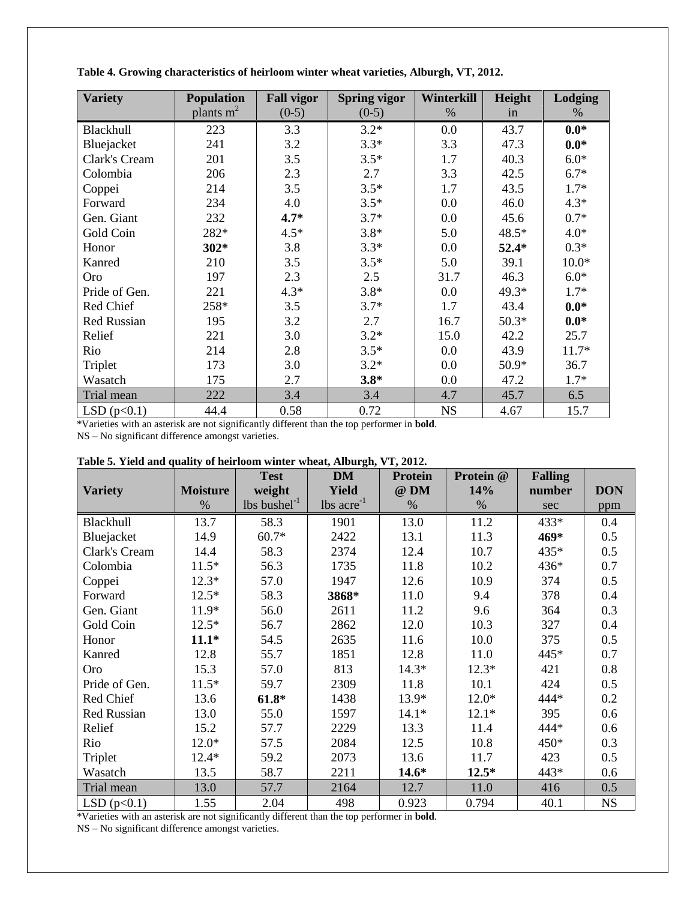**Table 4. Growing characteristics of heirloom winter wheat varieties, Alburgh, VT, 2012.**

| Variety | Population plants $m^2$ | Fall vigor (0-5) | Spring vigor (0-5) | Winterkill % | Height in | Lodging % |
|---|---|---|---|---|---|---|
| Blackhull | 223 | 3.3 | 3.2* | 0.0 | 43.7 | **0.0*** |
| Bluejacket | 241 | 3.2 | 3.3* | 3.3 | 47.3 | **0.0*** |
| Clark's Cream | 201 | 3.5 | 3.5* | 1.7 | 40.3 | 6.0* |
| Colombia | 206 | 2.3 | 2.7 | 3.3 | 42.5 | 6.7* |
| Coppei | 214 | 3.5 | 3.5* | 1.7 | 43.5 | 1.7* |
| Forward | 234 | 4.0 | 3.5* | 0.0 | 46.0 | 4.3* |
| Gen. Giant | 232 | **4.7*** | 3.7* | 0.0 | 45.6 | 0.7* |
| Gold Coin | 282* | 4.5* | 3.8* | 5.0 | 48.5* | 4.0* |
| Honor | **302*** | 3.8 | 3.3* | 0.0 | **52.4*** | 0.3* |
| Kanred | 210 | 3.5 | 3.5* | 5.0 | 39.1 | 10.0* |
| Oro | 197 | 2.3 | 2.5 | 31.7 | 46.3 | 6.0* |
| Pride of Gen. | 221 | 4.3* | 3.8* | 0.0 | 49.3* | 1.7* |
| Red Chief | 258* | 3.5 | 3.7* | 1.7 | 43.4 | **0.0*** |
| Red Russian | 195 | 3.2 | 2.7 | 16.7 | 50.3* | **0.0*** |
| Relief | 221 | 3.0 | 3.2* | 15.0 | 42.2 | 25.7 |
| Rio | 214 | 2.8 | 3.5* | 0.0 | 43.9 | 11.7* |
| Triplet | 173 | 3.0 | 3.2* | 0.0 | 50.9* | 36.7 |
| Wasatch | 175 | 2.7 | **3.8*** | 0.0 | 47.2 | 1.7* |
| Trial mean | 222 | 3.4 | 3.4 | 4.7 | 45.7 | 6.5 |
| LSD ($p<0.1$) | 44.4 | 0.58 | 0.72 | NS | 4.67 | 15.7 |

*Varieties with an asterisk are not significantly different than the top performer in **bold**.
NS – No significant difference amongst varieties.

**Table 5. Yield and quality of heirloom winter wheat, Alburgh, VT, 2012.**

| Variety | Moisture % | Test weight lbs $bushel^{-1}$ | DM Yield lbs $acre^{-1}$ | Protein @ DM % | Protein @ 14% % | Falling number sec | DON ppm |
|---|---|---|---|---|---|---|---|
| Blackhull | 13.7 | 58.3 | 1901 | 13.0 | 11.2 | 433* | 0.4 |
| Bluejacket | 14.9 | 60.7* | 2422 | 13.1 | 11.3 | **469*** | 0.5 |
| Clark's Cream | 14.4 | 58.3 | 2374 | 12.4 | 10.7 | 435* | 0.5 |
| Colombia | 11.5* | 56.3 | 1735 | 11.8 | 10.2 | 436* | 0.7 |
| Coppei | 12.3* | 57.0 | 1947 | 12.6 | 10.9 | 374 | 0.5 |
| Forward | 12.5* | 58.3 | **3868*** | 11.0 | 9.4 | 378 | 0.4 |
| Gen. Giant | 11.9* | 56.0 | 2611 | 11.2 | 9.6 | 364 | 0.3 |
| Gold Coin | 12.5* | 56.7 | 2862 | 12.0 | 10.3 | 327 | 0.4 |
| Honor | **11.1*** | 54.5 | 2635 | 11.6 | 10.0 | 375 | 0.5 |
| Kanred | 12.8 | 55.7 | 1851 | 12.8 | 11.0 | 445* | 0.7 |
| Oro | 15.3 | 57.0 | 813 | 14.3* | 12.3* | 421 | 0.8 |
| Pride of Gen. | 11.5* | 59.7 | 2309 | 11.8 | 10.1 | 424 | 0.5 |
| Red Chief | 13.6 | **61.8*** | 1438 | 13.9* | 12.0* | 444* | 0.2 |
| Red Russian | 13.0 | 55.0 | 1597 | 14.1* | 12.1* | 395 | 0.6 |
| Relief | 15.2 | 57.7 | 2229 | 13.3 | 11.4 | 444* | 0.6 |
| Rio | 12.0* | 57.5 | 2084 | 12.5 | 10.8 | 450* | 0.3 |
| Triplet | 12.4* | 59.2 | 2073 | 13.6 | 11.7 | 423 | 0.5 |
| Wasatch | 13.5 | 58.7 | 2211 | **14.6*** | **12.5*** | 443* | 0.6 |
| Trial mean | 13.0 | 57.7 | 2164 | 12.7 | 11.0 | 416 | 0.5 |
| LSD ($p<0.1$) | 1.55 | 2.04 | 498 | 0.923 | 0.794 | 40.1 | NS |

*Varieties with an asterisk are not significantly different than the top performer in **bold**.
NS – No significant difference amongst varieties.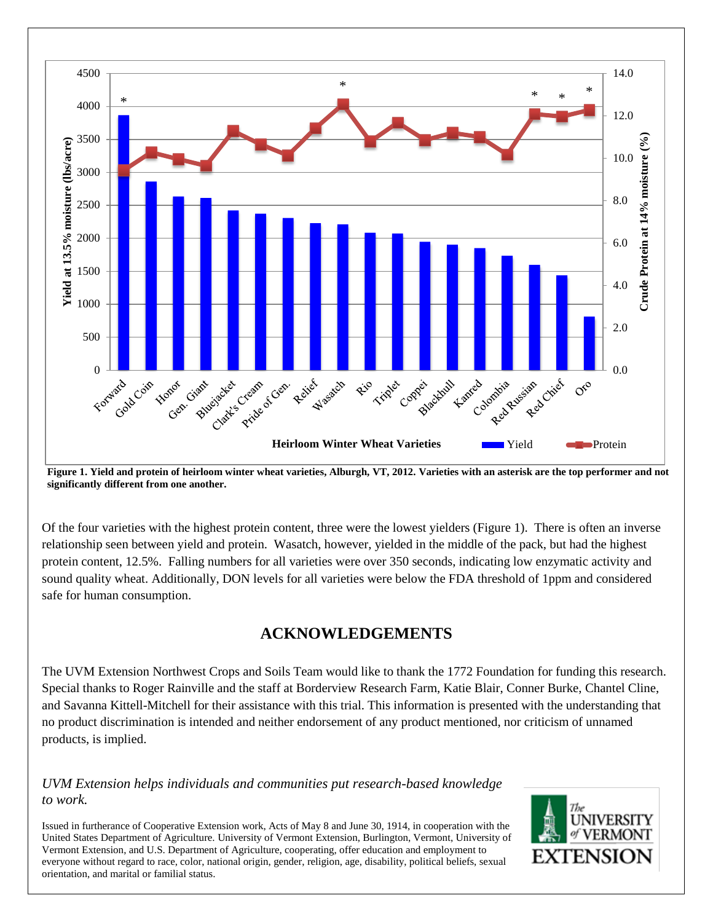4500
4000
3500
3000
2500
2000
1500
1000
500
0

Yield at 13.5% moisture (lbs/acre)

14.0
12.0
10.0
8.0
6.0
4.0
2.0
0.0

Crude Protein at 14% moisture (%)

Forward, Gold Coin, Honor, Gen. Giant, Bluejacket, Clark's Cream, Pride of Gen., Relief, Wasatch, Rio, Triplet, Coppei, Blackhull, Kanred, Colombia, Red Russian, Red Chief, Oro

Heirloom Winter Wheat Varieties

Yield

Protein

**Figure 1. Yield and protein of heirloom winter wheat varieties, Alburgh, VT, 2012. Varieties with an asterisk are the top performer and not significantly different from one another.**

Of the four varieties with the highest protein content, three were the lowest yielders (Figure 1). There is often an inverse relationship seen between yield and protein. Wasatch, however, yielded in the middle of the pack, but had the highest protein content, 12.5%. Falling numbers for all varieties were over 350 seconds, indicating low enzymatic activity and sound quality wheat. Additionally, DON levels for all varieties were below the FDA threshold of 1ppm and considered safe for human consumption.

## ACKNOWLEDGEMENTS

The UVM Extension Northwest Crops and Soils Team would like to thank the 1772 Foundation for funding this research. Special thanks to Roger Rainville and the staff at Borderview Research Farm, Katie Blair, Conner Burke, Chantel Cline, and Savanna Kittell-Mitchell for their assistance with this trial. This information is presented with the understanding that no product discrimination is intended and neither endorsement of any product mentioned, nor criticism of unnamed products, is implied.

*UVM Extension helps individuals and communities put research-based knowledge to work.*

Issued in furtherance of Cooperative Extension work, Acts of May 8 and June 30, 1914, in cooperation with the United States Department of Agriculture. University of Vermont Extension, Burlington, Vermont, University of Vermont Extension, and U.S. Department of Agriculture, cooperating, offer education and employment to everyone without regard to race, color, national origin, gender, religion, age, disability, political beliefs, sexual orientation, and marital or familial status.

The University of Vermont Extension